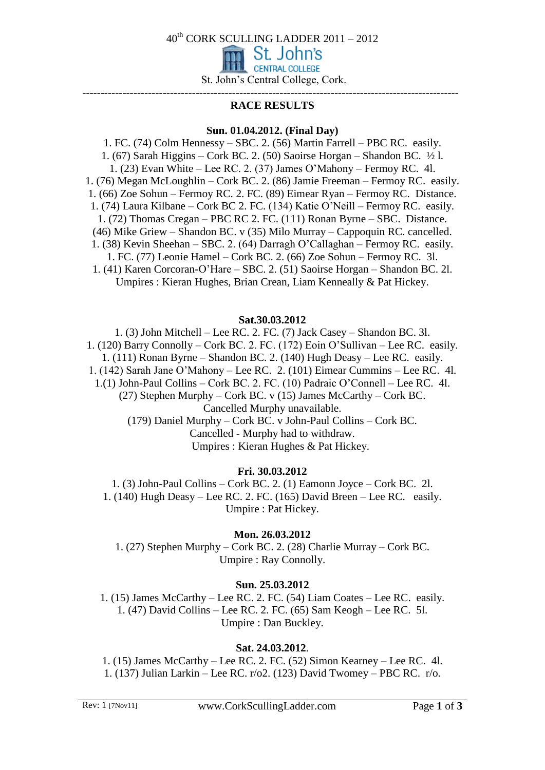# 40th CORK SCULLING LADDER 2011 – 2012

St. John's CENTRAL COLLEGE

St. John's Central College, Cork.

---

## RACE RESULTS

### Sun. 01.04.2012. (Final Day)

1. FC. (74) Colm Hennessy – SBC. 2. (56) Martin Farrell – PBC RC. easily.
1. (67) Sarah Higgins – Cork BC. 2. (50) Saoirse Horgan – Shandon BC. ½ l.
1. (23) Evan White – Lee RC. 2. (37) James O'Mahony – Fermoy RC. 4l.
1. (76) Megan McLoughlin – Cork BC. 2. (86) Jamie Freeman – Fermoy RC. easily.
1. (66) Zoe Sohun – Fermoy RC. 2. FC. (89) Eimear Ryan – Fermoy RC. Distance.
1. (74) Laura Kilbane – Cork BC 2. FC. (134) Katie O'Neill – Fermoy RC. easily.
1. (72) Thomas Cregan – PBC RC 2. FC. (111) Ronan Byrne – SBC. Distance.
(46) Mike Griew – Shandon BC. v (35) Milo Murray – Cappoquin RC. cancelled.
1. (38) Kevin Sheehan – SBC. 2. (64) Darragh O'Callaghan – Fermoy RC. easily.
1. FC. (77) Leonie Hamel – Cork BC. 2. (66) Zoe Sohun – Fermoy RC. 3l.
1. (41) Karen Corcoran-O'Hare – SBC. 2. (51) Saoirse Horgan – Shandon BC. 2l.
Umpires : Kieran Hughes, Brian Crean, Liam Kenneally & Pat Hickey.

### Sat.30.03.2012

1. (3) John Mitchell – Lee RC. 2. FC. (7) Jack Casey – Shandon BC. 3l.
1. (120) Barry Connolly – Cork BC. 2. FC. (172) Eoin O'Sullivan – Lee RC. easily.
1. (111) Ronan Byrne – Shandon BC. 2. (140) Hugh Deasy – Lee RC. easily.
1. (142) Sarah Jane O'Mahony – Lee RC. 2. (101) Eimear Cummins – Lee RC. 4l.
1.(1) John-Paul Collins – Cork BC. 2. FC. (10) Padraic O'Connell – Lee RC. 4l.
(27) Stephen Murphy – Cork BC. v (15) James McCarthy – Cork BC.
Cancelled Murphy unavailable.
(179) Daniel Murphy – Cork BC. v John-Paul Collins – Cork BC.
Cancelled - Murphy had to withdraw.
Umpires : Kieran Hughes & Pat Hickey.

### Fri. 30.03.2012

1. (3) John-Paul Collins – Cork BC. 2. (1) Eamonn Joyce – Cork BC. 2l.
1. (140) Hugh Deasy – Lee RC. 2. FC. (165) David Breen – Lee RC. easily.
Umpire : Pat Hickey.

### Mon. 26.03.2012

1. (27) Stephen Murphy – Cork BC. 2. (28) Charlie Murray – Cork BC.
Umpire : Ray Connolly.

### Sun. 25.03.2012

1. (15) James McCarthy – Lee RC. 2. FC. (54) Liam Coates – Lee RC. easily.
1. (47) David Collins – Lee RC. 2. FC. (65) Sam Keogh – Lee RC. 5l.
Umpire : Dan Buckley.

### Sat. 24.03.2012.

1. (15) James McCarthy – Lee RC. 2. FC. (52) Simon Kearney – Lee RC. 4l.
1. (137) Julian Larkin – Lee RC. r/o2. (123) David Twomey – PBC RC. r/o.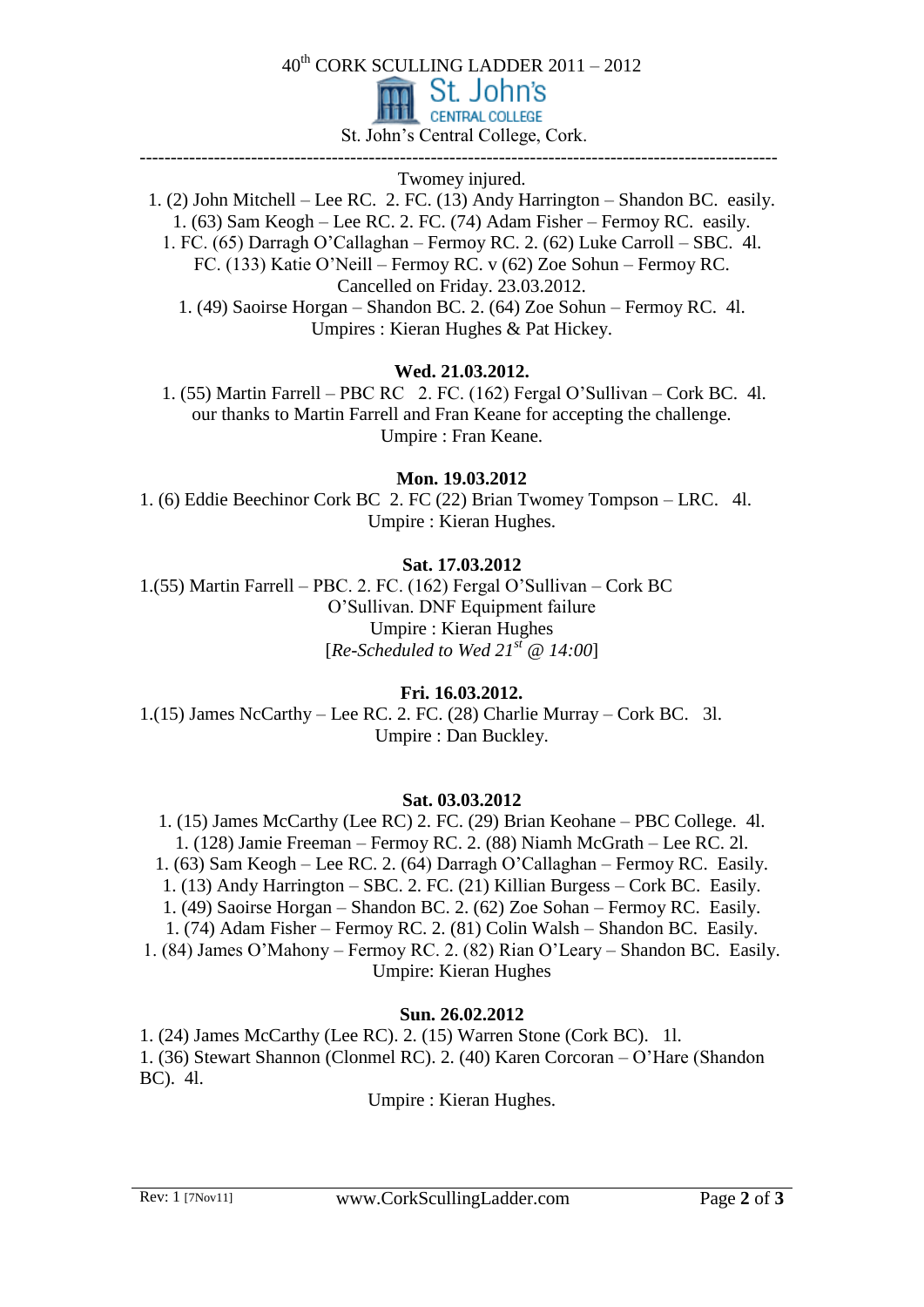40th CORK SCULLING LADDER 2011 – 2012

St. John's CENTRAL COLLEGE

St. John's Central College, Cork.

---

Twomey injured.

1. (2) John Mitchell – Lee RC. 2. FC. (13) Andy Harrington – Shandon BC. easily.
1. (63) Sam Keogh – Lee RC. 2. FC. (74) Adam Fisher – Fermoy RC. easily.
1. FC. (65) Darragh O'Callaghan – Fermoy RC. 2. (62) Luke Carroll – SBC. 4l.
FC. (133) Katie O'Neill – Fermoy RC. v (62) Zoe Sohun – Fermoy RC.
Cancelled on Friday. 23.03.2012.
1. (49) Saoirse Horgan – Shandon BC. 2. (64) Zoe Sohun – Fermoy RC. 4l.
Umpires : Kieran Hughes & Pat Hickey.

**Wed. 21.03.2012.**

1. (55) Martin Farrell – PBC RC 2. FC. (162) Fergal O'Sullivan – Cork BC. 4l.
our thanks to Martin Farrell and Fran Keane for accepting the challenge.
Umpire : Fran Keane.

**Mon. 19.03.2012**

1. (6) Eddie Beechinor Cork BC 2. FC (22) Brian Twomey Tompson – LRC. 4l.
Umpire : Kieran Hughes.

**Sat. 17.03.2012**

1.(55) Martin Farrell – PBC. 2. FC. (162) Fergal O'Sullivan – Cork BC
O'Sullivan. DNF Equipment failure
Umpire : Kieran Hughes
[*Re-Scheduled to Wed 21st @ 14:00*]

**Fri. 16.03.2012.**

1.(15) James NcCarthy – Lee RC. 2. FC. (28) Charlie Murray – Cork BC. 3l.
Umpire : Dan Buckley.

**Sat. 03.03.2012**

1. (15) James McCarthy (Lee RC) 2. FC. (29) Brian Keohane – PBC College. 4l.
1. (128) Jamie Freeman – Fermoy RC. 2. (88) Niamh McGrath – Lee RC. 2l.
1. (63) Sam Keogh – Lee RC. 2. (64) Darragh O'Callaghan – Fermoy RC. Easily.
1. (13) Andy Harrington – SBC. 2. FC. (21) Killian Burgess – Cork BC. Easily.
1. (49) Saoirse Horgan – Shandon BC. 2. (62) Zoe Sohan – Fermoy RC. Easily.
1. (74) Adam Fisher – Fermoy RC. 2. (81) Colin Walsh – Shandon BC. Easily.
1. (84) James O'Mahony – Fermoy RC. 2. (82) Rian O'Leary – Shandon BC. Easily.
Umpire: Kieran Hughes

**Sun. 26.02.2012**

1. (24) James McCarthy (Lee RC). 2. (15) Warren Stone (Cork BC). 1l.
1. (36) Stewart Shannon (Clonmel RC). 2. (40) Karen Corcoran – O'Hare (Shandon BC). 4l.
Umpire : Kieran Hughes.

Rev: 1 [7Nov11] www.CorkScullingLadder.com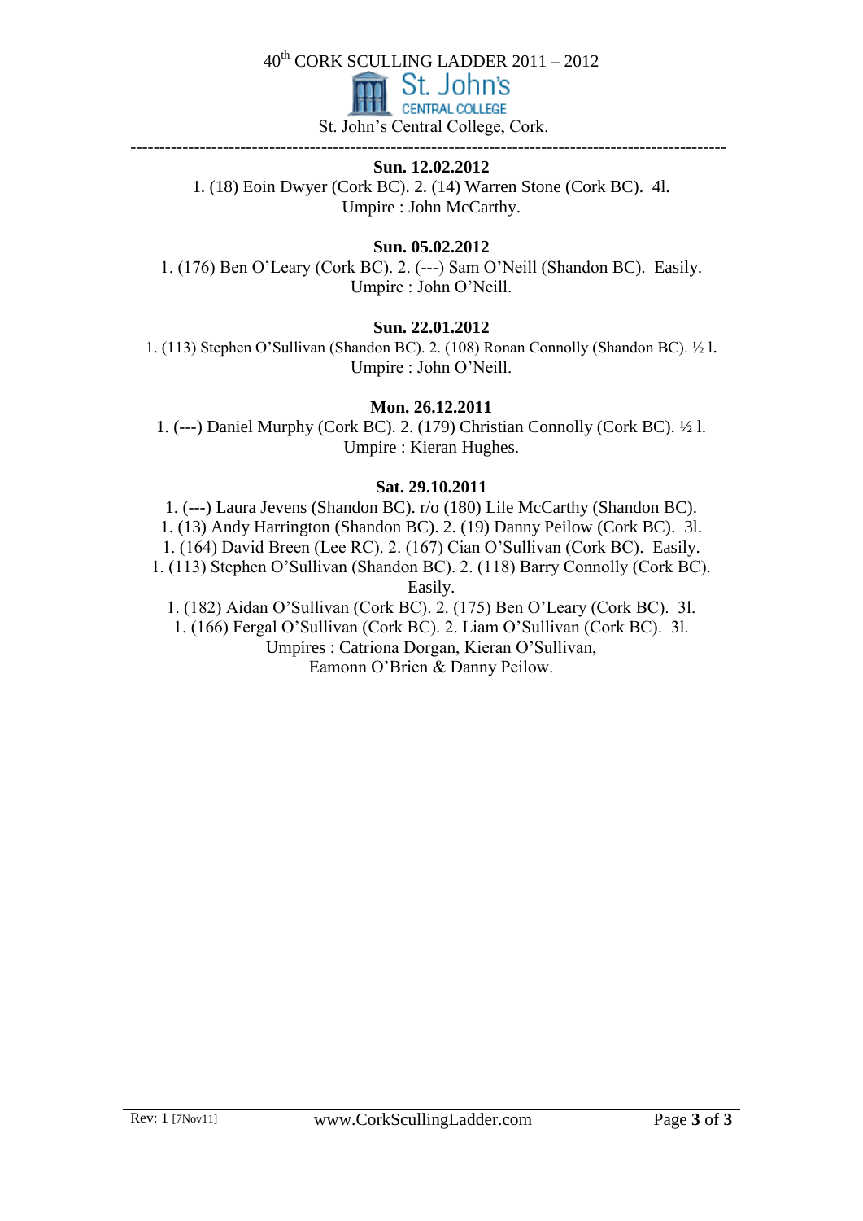40th CORK SCULLING LADDER 2011 – 2012

St. John's CENTRAL COLLEGE

St. John's Central College, Cork.

---

**Sun. 12.02.2012**

1. (18) Eoin Dwyer (Cork BC). 2. (14) Warren Stone (Cork BC). 4l.
Umpire : John McCarthy.

**Sun. 05.02.2012**

1. (176) Ben O'Leary (Cork BC). 2. (---) Sam O'Neill (Shandon BC). Easily.
Umpire : John O'Neill.

**Sun. 22.01.2012**

1. (113) Stephen O'Sullivan (Shandon BC). 2. (108) Ronan Connolly (Shandon BC). ½ l.
Umpire : John O'Neill.

**Mon. 26.12.2011**

1. (---) Daniel Murphy (Cork BC). 2. (179) Christian Connolly (Cork BC). ½ l.
Umpire : Kieran Hughes.

**Sat. 29.10.2011**

1. (---) Laura Jevens (Shandon BC). r/o (180) Lile McCarthy (Shandon BC).
1. (13) Andy Harrington (Shandon BC). 2. (19) Danny Peilow (Cork BC). 3l.
1. (164) David Breen (Lee RC). 2. (167) Cian O'Sullivan (Cork BC). Easily.
1. (113) Stephen O'Sullivan (Shandon BC). 2. (118) Barry Connolly (Cork BC). Easily.
1. (182) Aidan O'Sullivan (Cork BC). 2. (175) Ben O'Leary (Cork BC). 3l.
1. (166) Fergal O'Sullivan (Cork BC). 2. Liam O'Sullivan (Cork BC). 3l.
Umpires : Catriona Dorgan, Kieran O'Sullivan, Eamonn O'Brien & Danny Peilow.

Rev: 1 [7Nov11] www.CorkScullingLadder.com